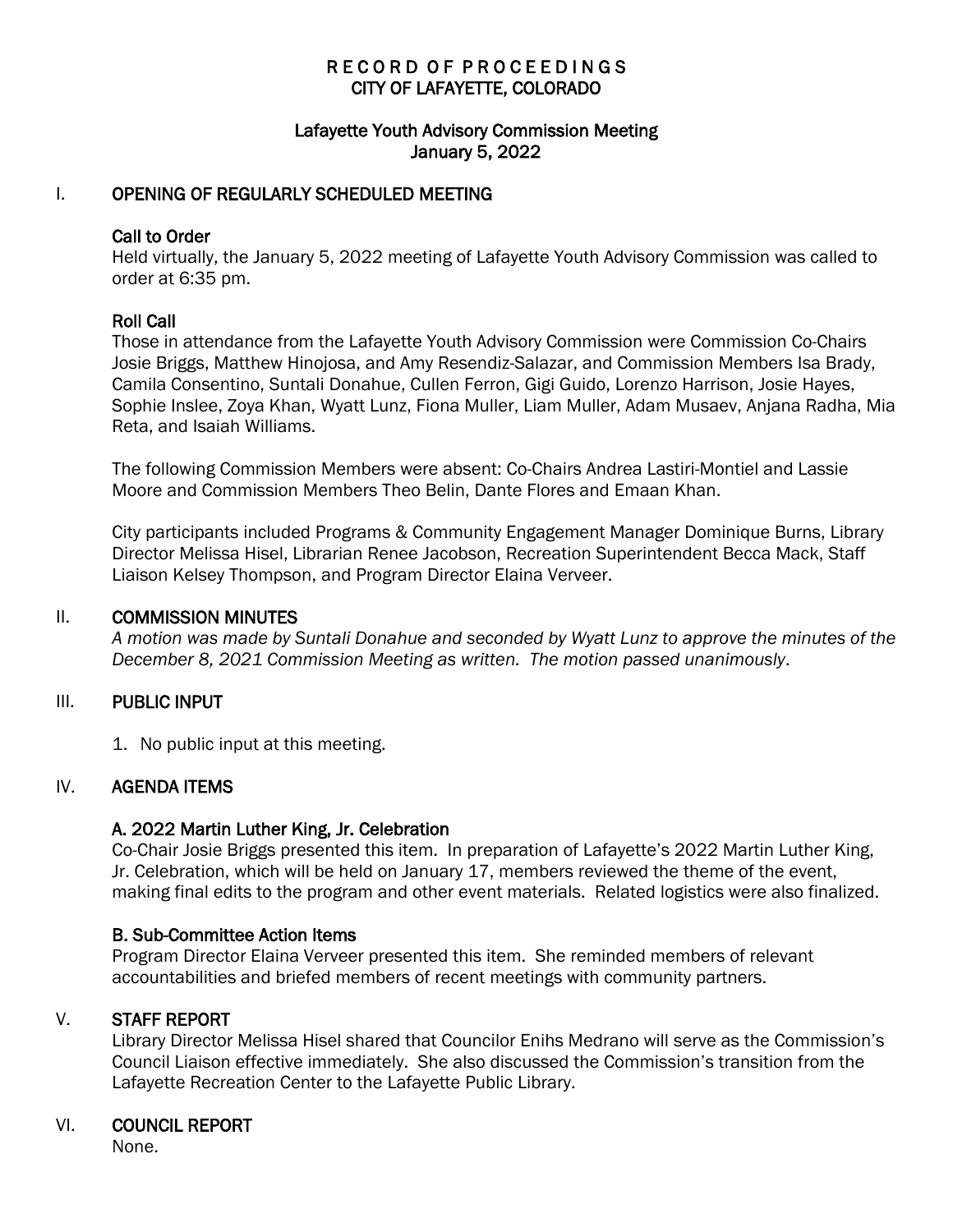# RECORD OF PROCEEDINGS
# CITY OF LAFAYETTE, COLORADO

## Lafayette Youth Advisory Commission Meeting
## January 5, 2022

## I. OPENING OF REGULARLY SCHEDULED MEETING

### Call to Order

Held virtually, the January 5, 2022 meeting of Lafayette Youth Advisory Commission was called to order at 6:35 pm.

### Roll Call

Those in attendance from the Lafayette Youth Advisory Commission were Commission Co-Chairs Josie Briggs, Matthew Hinojosa, and Amy Resendiz-Salazar, and Commission Members Isa Brady, Camila Consentino, Suntali Donahue, Cullen Ferron, Gigi Guido, Lorenzo Harrison, Josie Hayes, Sophie Inslee, Zoya Khan, Wyatt Lunz, Fiona Muller, Liam Muller, Adam Musaev, Anjana Radha, Mia Reta, and Isaiah Williams.

The following Commission Members were absent: Co-Chairs Andrea Lastiri-Montiel and Lassie Moore and Commission Members Theo Belin, Dante Flores and Emaan Khan.

City participants included Programs & Community Engagement Manager Dominique Burns, Library Director Melissa Hisel, Librarian Renee Jacobson, Recreation Superintendent Becca Mack, Staff Liaison Kelsey Thompson, and Program Director Elaina Verveer.

## II. COMMISSION MINUTES

*A motion was made by Suntali Donahue and seconded by Wyatt Lunz to approve the minutes of the December 8, 2021 Commission Meeting as written. The motion passed unanimously*.

## III. PUBLIC INPUT

1. No public input at this meeting.

## IV. AGENDA ITEMS

### A. 2022 Martin Luther King, Jr. Celebration

Co-Chair Josie Briggs presented this item. In preparation of Lafayette's 2022 Martin Luther King, Jr. Celebration, which will be held on January 17, members reviewed the theme of the event, making final edits to the program and other event materials. Related logistics were also finalized.

### B. Sub-Committee Action Items

Program Director Elaina Verveer presented this item. She reminded members of relevant accountabilities and briefed members of recent meetings with community partners.

## V. STAFF REPORT

Library Director Melissa Hisel shared that Councilor Enihs Medrano will serve as the Commission's Council Liaison effective immediately. She also discussed the Commission's transition from the Lafayette Recreation Center to the Lafayette Public Library.

## VI. COUNCIL REPORT

None.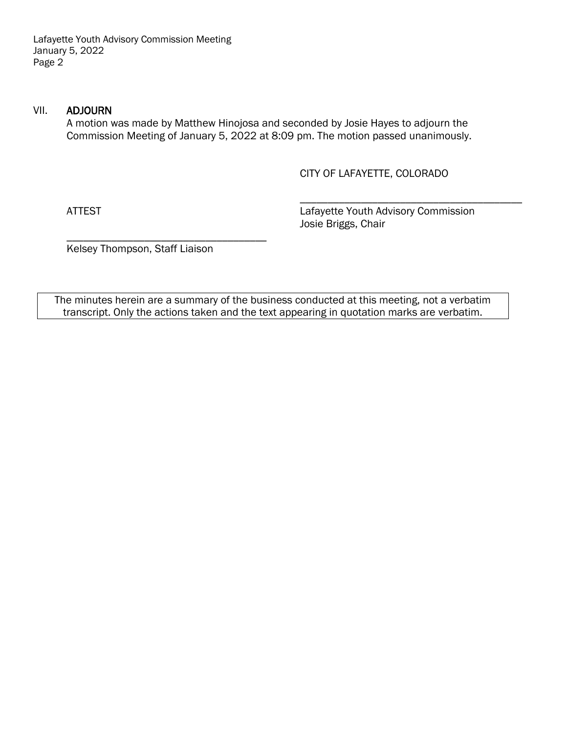## VII. ADJOURN

A motion was made by Matthew Hinojosa and seconded by Josie Hayes to adjourn the Commission Meeting of January 5, 2022 at 8:09 pm. The motion passed unanimously.

CITY OF LAFAYETTE, COLORADO

\_\_\_\_\_\_\_\_\_\_\_\_\_\_\_\_\_\_\_\_\_\_\_\_\_\_\_\_\_\_\_\_\_\_\_\_\_\_\_\_

Lafayette Youth Advisory Commission
Josie Briggs, Chair

ATTEST

\_\_\_\_\_\_\_\_\_\_\_\_\_\_\_\_\_\_\_\_\_\_\_\_\_\_\_\_\_\_\_\_\_\_\_\_

Kelsey Thompson, Staff Liaison

The minutes herein are a summary of the business conducted at this meeting, not a verbatim transcript. Only the actions taken and the text appearing in quotation marks are verbatim.